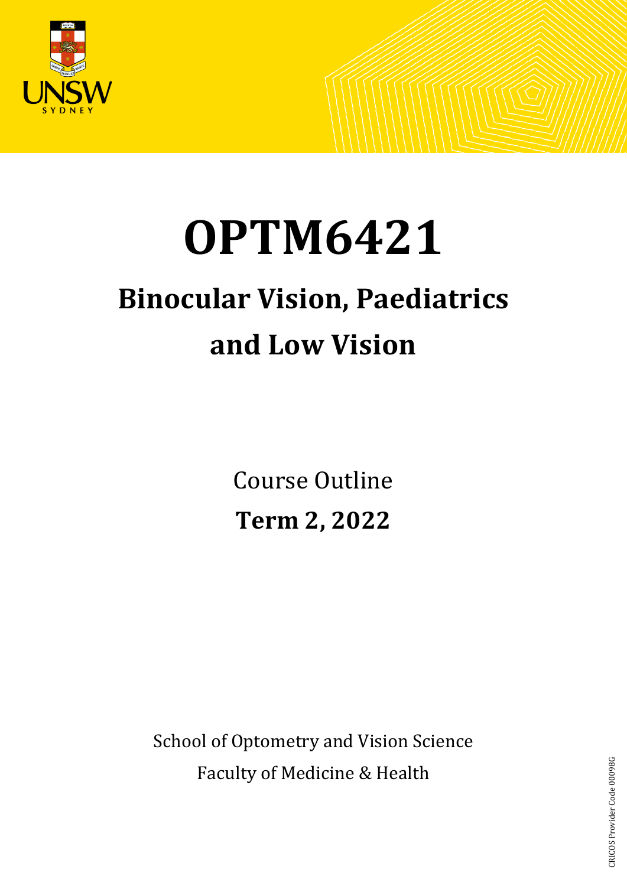# OPTM6421

## Binocular Vision, Paediatrics and Low Vision

Course Outline

**Term 2, 2022**

School of Optometry and Vision Science

Faculty of Medicine & Health

CRICOS Provider Code 00098G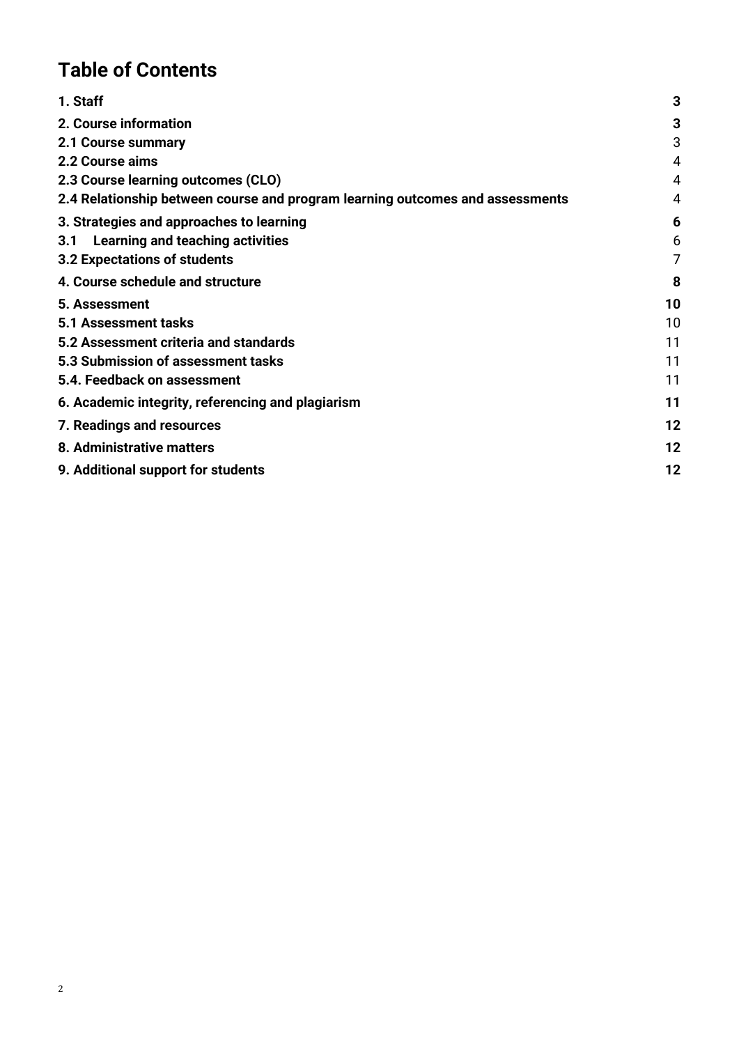# Table of Contents

| | |
|---|---|
| **1. Staff** | **3** |
| **2. Course information** | **3** |
| **2.1 Course summary** | 3 |
| **2.2 Course aims** | 4 |
| **2.3 Course learning outcomes (CLO)** | 4 |
| **2.4 Relationship between course and program learning outcomes and assessments** | 4 |
| **3. Strategies and approaches to learning** | **6** |
| **3.1 Learning and teaching activities** | 6 |
| **3.2 Expectations of students** | 7 |
| **4. Course schedule and structure** | **8** |
| **5. Assessment** | **10** |
| **5.1 Assessment tasks** | 10 |
| **5.2 Assessment criteria and standards** | 11 |
| **5.3 Submission of assessment tasks** | 11 |
| **5.4. Feedback on assessment** | 11 |
| **6. Academic integrity, referencing and plagiarism** | **11** |
| **7. Readings and resources** | **12** |
| **8. Administrative matters** | **12** |
| **9. Additional support for students** | **12** |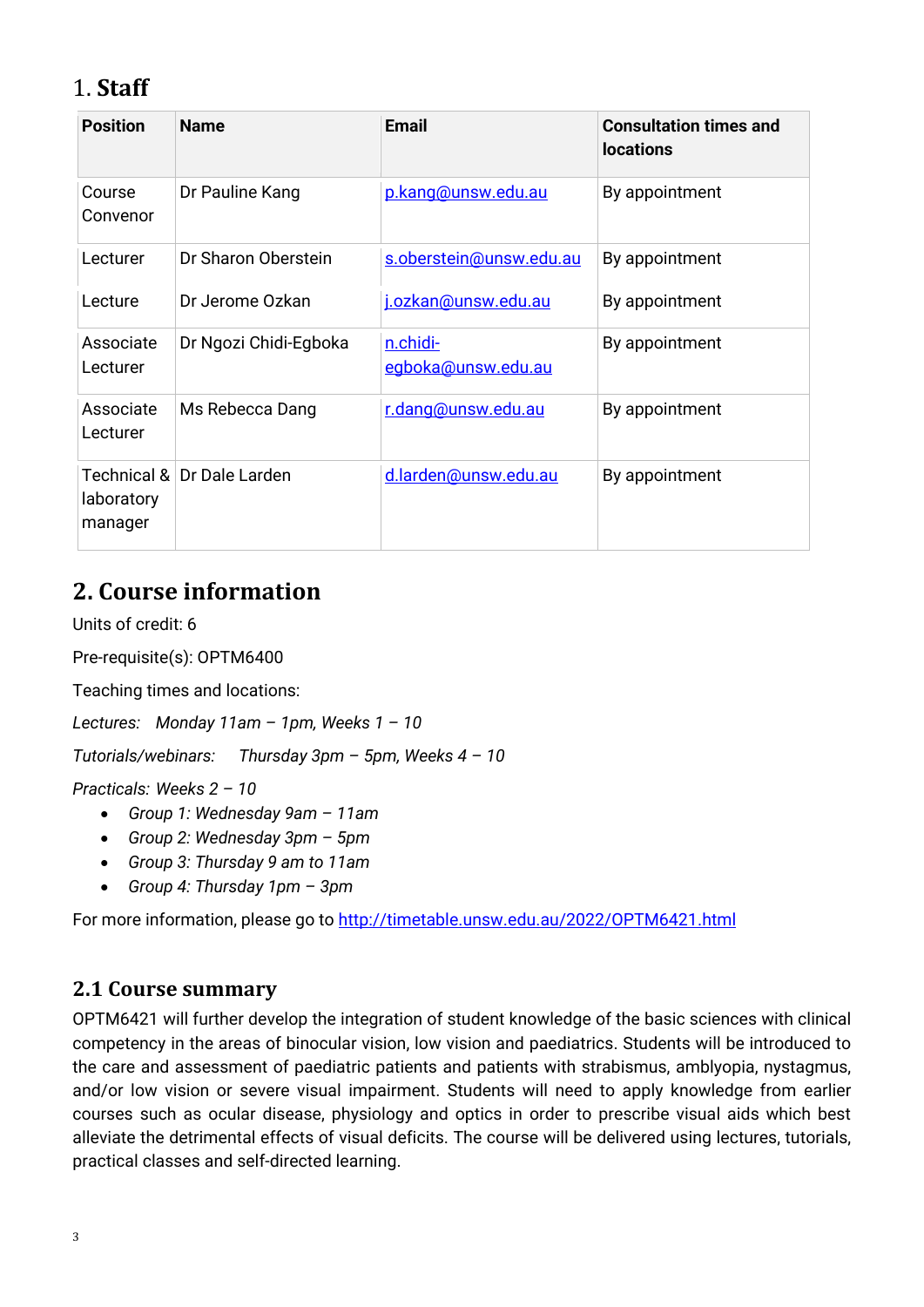# 1. Staff

| Position | Name | Email | Consultation times and locations |
|---|---|---|---|
| Course Convenor | Dr Pauline Kang | p.kang@unsw.edu.au | By appointment |
| Lecturer<br><br>Lecture | Dr Sharon Oberstein<br><br>Dr Jerome Ozkan | s.oberstein@unsw.edu.au<br><br>j.ozkan@unsw.edu.au | By appointment<br><br>By appointment |
| Associate Lecturer | Dr Ngozi Chidi-Egboka | n.chidi-egboka@unsw.edu.au | By appointment |
| Associate Lecturer | Ms Rebecca Dang | r.dang@unsw.edu.au | By appointment |
| Technical & laboratory manager | Dr Dale Larden | d.larden@unsw.edu.au | By appointment |

# 2. Course information

Units of credit: 6

Pre-requisite(s): OPTM6400

Teaching times and locations:

*Lectures: Monday 11am – 1pm, Weeks 1 – 10*

*Tutorials/webinars: Thursday 3pm – 5pm, Weeks 4 – 10*

*Practicals: Weeks 2 – 10*

- *Group 1: Wednesday 9am – 11am*
- *Group 2: Wednesday 3pm – 5pm*
- *Group 3: Thursday 9 am to 11am*
- *Group 4: Thursday 1pm – 3pm*

For more information, please go to http://timetable.unsw.edu.au/2022/OPTM6421.html

## 2.1 Course summary

OPTM6421 will further develop the integration of student knowledge of the basic sciences with clinical competency in the areas of binocular vision, low vision and paediatrics. Students will be introduced to the care and assessment of paediatric patients and patients with strabismus, amblyopia, nystagmus, and/or low vision or severe visual impairment. Students will need to apply knowledge from earlier courses such as ocular disease, physiology and optics in order to prescribe visual aids which best alleviate the detrimental effects of visual deficits. The course will be delivered using lectures, tutorials, practical classes and self-directed learning.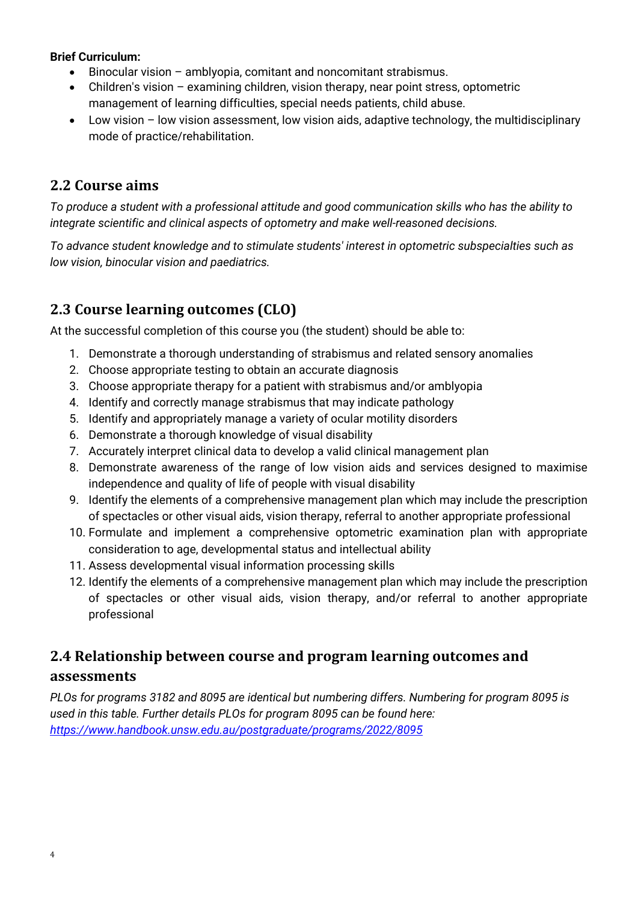**Brief Curriculum:**

- Binocular vision – amblyopia, comitant and noncomitant strabismus.
- Children's vision – examining children, vision therapy, near point stress, optometric management of learning difficulties, special needs patients, child abuse.
- Low vision – low vision assessment, low vision aids, adaptive technology, the multidisciplinary mode of practice/rehabilitation.

## 2.2 Course aims

*To produce a student with a professional attitude and good communication skills who has the ability to integrate scientific and clinical aspects of optometry and make well-reasoned decisions.*

*To advance student knowledge and to stimulate students' interest in optometric subspecialties such as low vision, binocular vision and paediatrics.*

## 2.3 Course learning outcomes (CLO)

At the successful completion of this course you (the student) should be able to:

1. Demonstrate a thorough understanding of strabismus and related sensory anomalies
2. Choose appropriate testing to obtain an accurate diagnosis
3. Choose appropriate therapy for a patient with strabismus and/or amblyopia
4. Identify and correctly manage strabismus that may indicate pathology
5. Identify and appropriately manage a variety of ocular motility disorders
6. Demonstrate a thorough knowledge of visual disability
7. Accurately interpret clinical data to develop a valid clinical management plan
8. Demonstrate awareness of the range of low vision aids and services designed to maximise independence and quality of life of people with visual disability
9. Identify the elements of a comprehensive management plan which may include the prescription of spectacles or other visual aids, vision therapy, referral to another appropriate professional
10. Formulate and implement a comprehensive optometric examination plan with appropriate consideration to age, developmental status and intellectual ability
11. Assess developmental visual information processing skills
12. Identify the elements of a comprehensive management plan which may include the prescription of spectacles or other visual aids, vision therapy, and/or referral to another appropriate professional

## 2.4 Relationship between course and program learning outcomes and assessments

*PLOs for programs 3182 and 8095 are identical but numbering differs. Numbering for program 8095 is used in this table. Further details PLOs for program 8095 can be found here: [https://www.handbook.unsw.edu.au/postgraduate/programs/2022/8095](https://www.handbook.unsw.edu.au/postgraduate/programs/2022/8095)*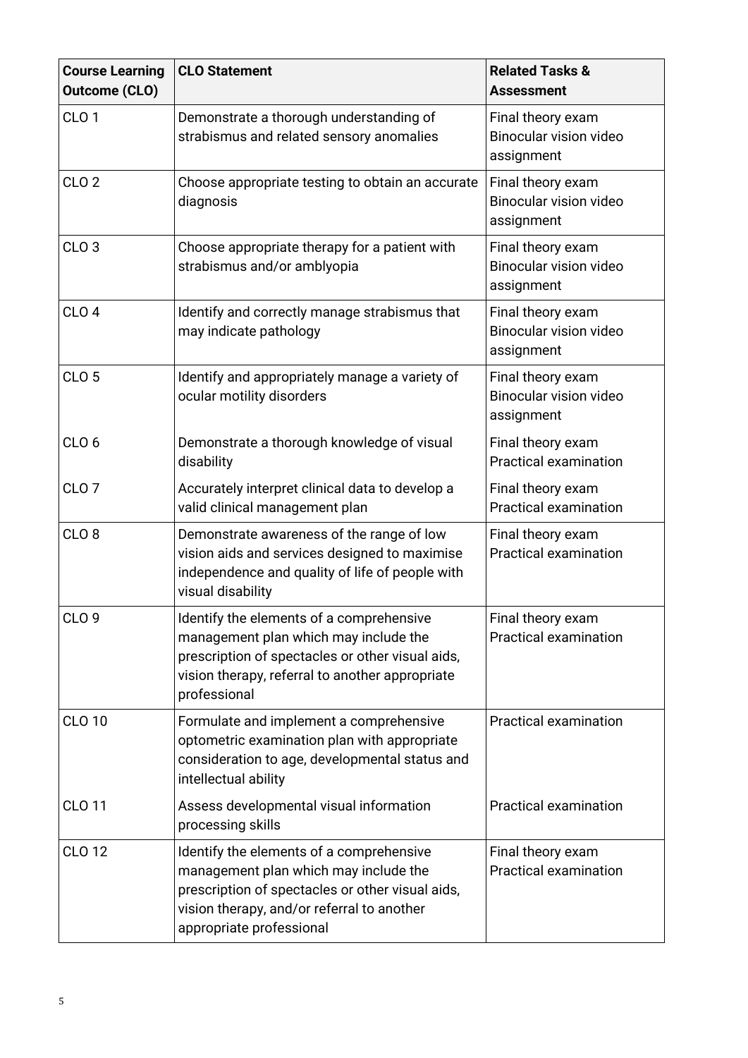| Course Learning Outcome (CLO) | CLO Statement | Related Tasks & Assessment |
|---|---|---|
| CLO 1 | Demonstrate a thorough understanding of strabismus and related sensory anomalies | Final theory exam<br>Binocular vision video assignment |
| CLO 2 | Choose appropriate testing to obtain an accurate diagnosis | Final theory exam<br>Binocular vision video assignment |
| CLO 3 | Choose appropriate therapy for a patient with strabismus and/or amblyopia | Final theory exam<br>Binocular vision video assignment |
| CLO 4 | Identify and correctly manage strabismus that may indicate pathology | Final theory exam<br>Binocular vision video assignment |
| CLO 5 | Identify and appropriately manage a variety of ocular motility disorders | Final theory exam<br>Binocular vision video assignment |
| CLO 6 | Demonstrate a thorough knowledge of visual disability | Final theory exam<br>Practical examination |
| CLO 7 | Accurately interpret clinical data to develop a valid clinical management plan | Final theory exam<br>Practical examination |
| CLO 8 | Demonstrate awareness of the range of low vision aids and services designed to maximise independence and quality of life of people with visual disability | Final theory exam<br>Practical examination |
| CLO 9 | Identify the elements of a comprehensive management plan which may include the prescription of spectacles or other visual aids, vision therapy, referral to another appropriate professional | Final theory exam<br>Practical examination |
| CLO 10 | Formulate and implement a comprehensive optometric examination plan with appropriate consideration to age, developmental status and intellectual ability | Practical examination |
| CLO 11 | Assess developmental visual information processing skills | Practical examination |
| CLO 12 | Identify the elements of a comprehensive management plan which may include the prescription of spectacles or other visual aids, vision therapy, and/or referral to another appropriate professional | Final theory exam<br>Practical examination |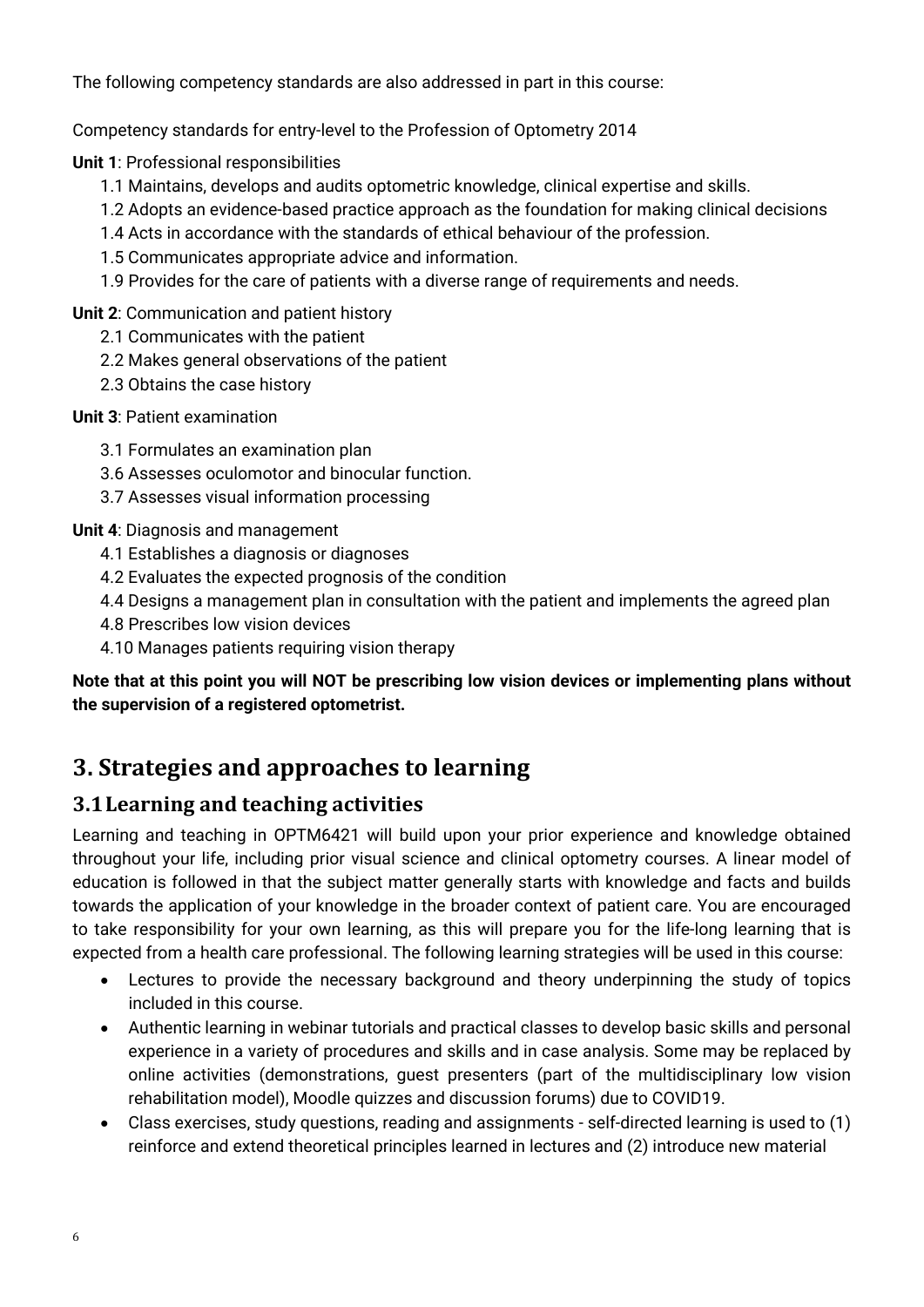The following competency standards are also addressed in part in this course:

Competency standards for entry-level to the Profession of Optometry 2014

**Unit 1**: Professional responsibilities

1.1 Maintains, develops and audits optometric knowledge, clinical expertise and skills.
1.2 Adopts an evidence-based practice approach as the foundation for making clinical decisions
1.4 Acts in accordance with the standards of ethical behaviour of the profession.
1.5 Communicates appropriate advice and information.
1.9 Provides for the care of patients with a diverse range of requirements and needs.

**Unit 2**: Communication and patient history

2.1 Communicates with the patient
2.2 Makes general observations of the patient
2.3 Obtains the case history

**Unit 3**: Patient examination

3.1 Formulates an examination plan
3.6 Assesses oculomotor and binocular function.
3.7 Assesses visual information processing

**Unit 4**: Diagnosis and management

4.1 Establishes a diagnosis or diagnoses
4.2 Evaluates the expected prognosis of the condition
4.4 Designs a management plan in consultation with the patient and implements the agreed plan
4.8 Prescribes low vision devices
4.10 Manages patients requiring vision therapy

**Note that at this point you will NOT be prescribing low vision devices or implementing plans without the supervision of a registered optometrist.**

# 3. Strategies and approaches to learning

## 3.1 Learning and teaching activities

Learning and teaching in OPTM6421 will build upon your prior experience and knowledge obtained throughout your life, including prior visual science and clinical optometry courses. A linear model of education is followed in that the subject matter generally starts with knowledge and facts and builds towards the application of your knowledge in the broader context of patient care. You are encouraged to take responsibility for your own learning, as this will prepare you for the life-long learning that is expected from a health care professional. The following learning strategies will be used in this course:

- Lectures to provide the necessary background and theory underpinning the study of topics included in this course.
- Authentic learning in webinar tutorials and practical classes to develop basic skills and personal experience in a variety of procedures and skills and in case analysis. Some may be replaced by online activities (demonstrations, guest presenters (part of the multidisciplinary low vision rehabilitation model), Moodle quizzes and discussion forums) due to COVID19.
- Class exercises, study questions, reading and assignments - self-directed learning is used to (1) reinforce and extend theoretical principles learned in lectures and (2) introduce new material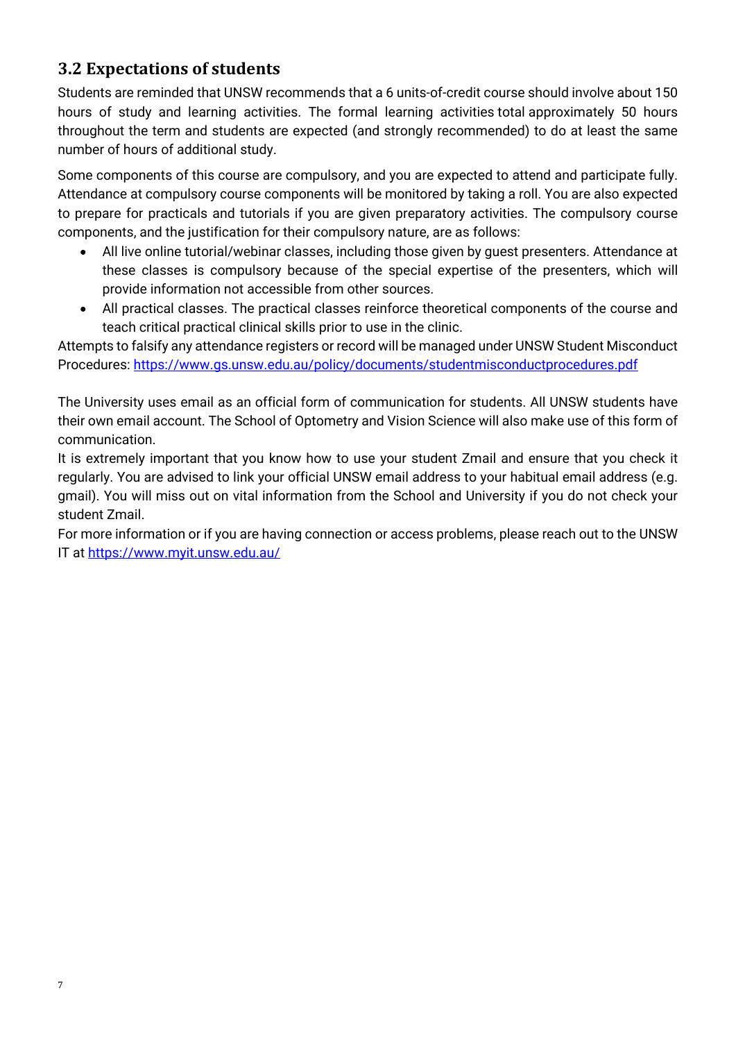## 3.2 Expectations of students

Students are reminded that UNSW recommends that a 6 units-of-credit course should involve about 150 hours of study and learning activities. The formal learning activities total approximately 50 hours throughout the term and students are expected (and strongly recommended) to do at least the same number of hours of additional study.

Some components of this course are compulsory, and you are expected to attend and participate fully. Attendance at compulsory course components will be monitored by taking a roll. You are also expected to prepare for practicals and tutorials if you are given preparatory activities. The compulsory course components, and the justification for their compulsory nature, are as follows:

- All live online tutorial/webinar classes, including those given by guest presenters. Attendance at these classes is compulsory because of the special expertise of the presenters, which will provide information not accessible from other sources.
- All practical classes. The practical classes reinforce theoretical components of the course and teach critical practical clinical skills prior to use in the clinic.

Attempts to falsify any attendance registers or record will be managed under UNSW Student Misconduct Procedures: https://www.gs.unsw.edu.au/policy/documents/studentmisconductprocedures.pdf

The University uses email as an official form of communication for students. All UNSW students have their own email account. The School of Optometry and Vision Science will also make use of this form of communication.

It is extremely important that you know how to use your student Zmail and ensure that you check it regularly. You are advised to link your official UNSW email address to your habitual email address (e.g. gmail). You will miss out on vital information from the School and University if you do not check your student Zmail.

For more information or if you are having connection or access problems, please reach out to the UNSW IT at https://www.myit.unsw.edu.au/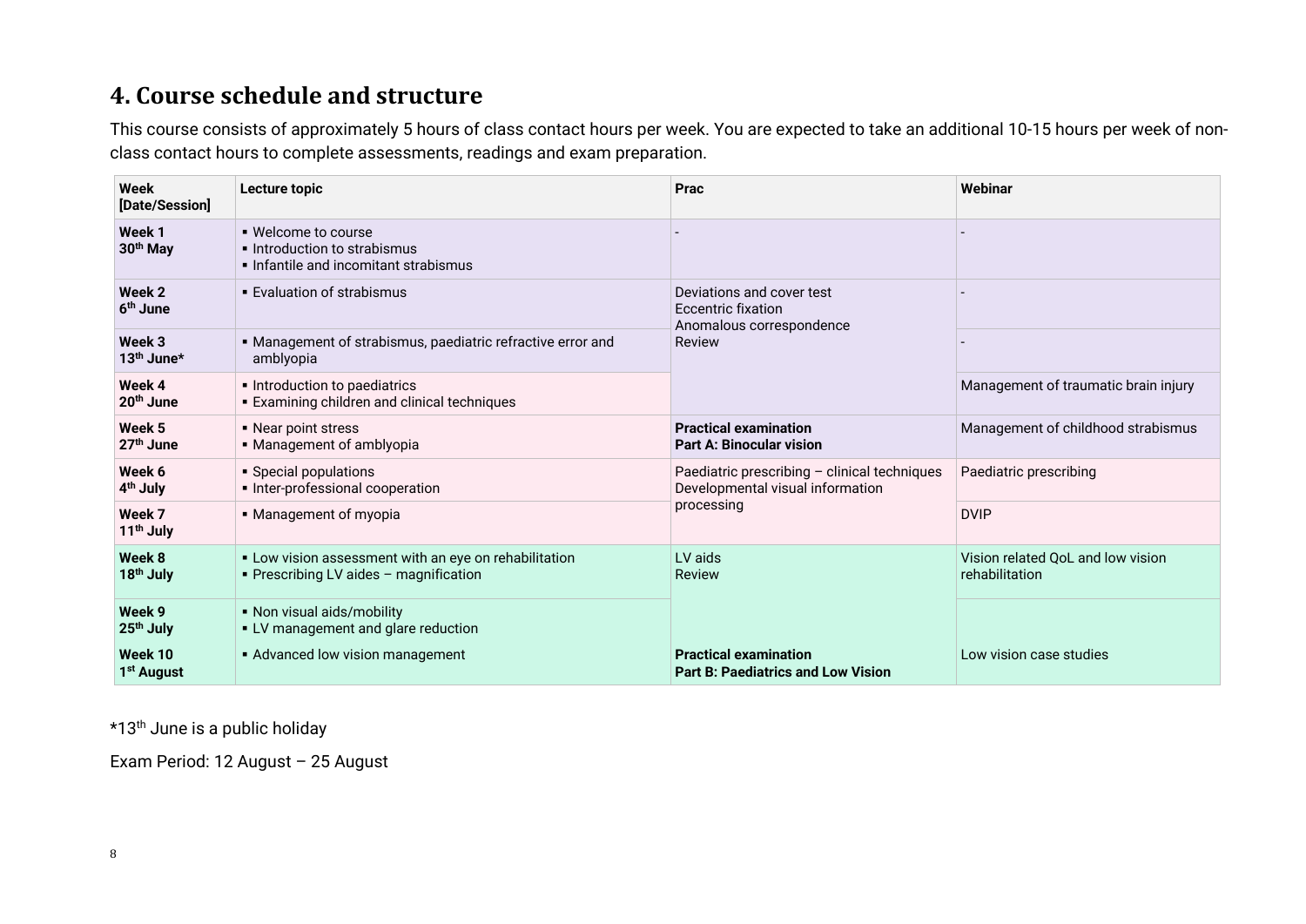# 4. Course schedule and structure

This course consists of approximately 5 hours of class contact hours per week. You are expected to take an additional 10-15 hours per week of non-class contact hours to complete assessments, readings and exam preparation.

| Week [Date/Session] | Lecture topic | Prac | Webinar |
|---|---|---|---|
| **Week 1 30th May** | ▪ Welcome to course<br>▪ Introduction to strabismus<br>▪ Infantile and incomitant strabismus | - | - |
| **Week 2 6th June** | ▪ Evaluation of strabismus | Deviations and cover test<br>Eccentric fixation<br>Anomalous correspondence<br>Review | - |
| **Week 3 13th June*** | ▪ Management of strabismus, paediatric refractive error and amblyopia | | - |
| **Week 4 20th June** | ▪ Introduction to paediatrics<br>▪ Examining children and clinical techniques | | Management of traumatic brain injury |
| **Week 5 27th June** | ▪ Near point stress<br>▪ Management of amblyopia | **Practical examination Part A: Binocular vision** | Management of childhood strabismus |
| **Week 6 4th July** | ▪ Special populations<br>▪ Inter-professional cooperation | Paediatric prescribing – clinical techniques<br>Developmental visual information processing | Paediatric prescribing |
| **Week 7 11th July** | ▪ Management of myopia | | DVIP |
| **Week 8 18th July** | ▪ Low vision assessment with an eye on rehabilitation<br>▪ Prescribing LV aides – magnification | LV aids<br>Review | Vision related QoL and low vision rehabilitation |
| **Week 9 25th July** | ▪ Non visual aids/mobility<br>▪ LV management and glare reduction | | |
| **Week 10 1st August** | ▪ Advanced low vision management | **Practical examination Part B: Paediatrics and Low Vision** | Low vision case studies |

*13th June is a public holiday

Exam Period: 12 August – 25 August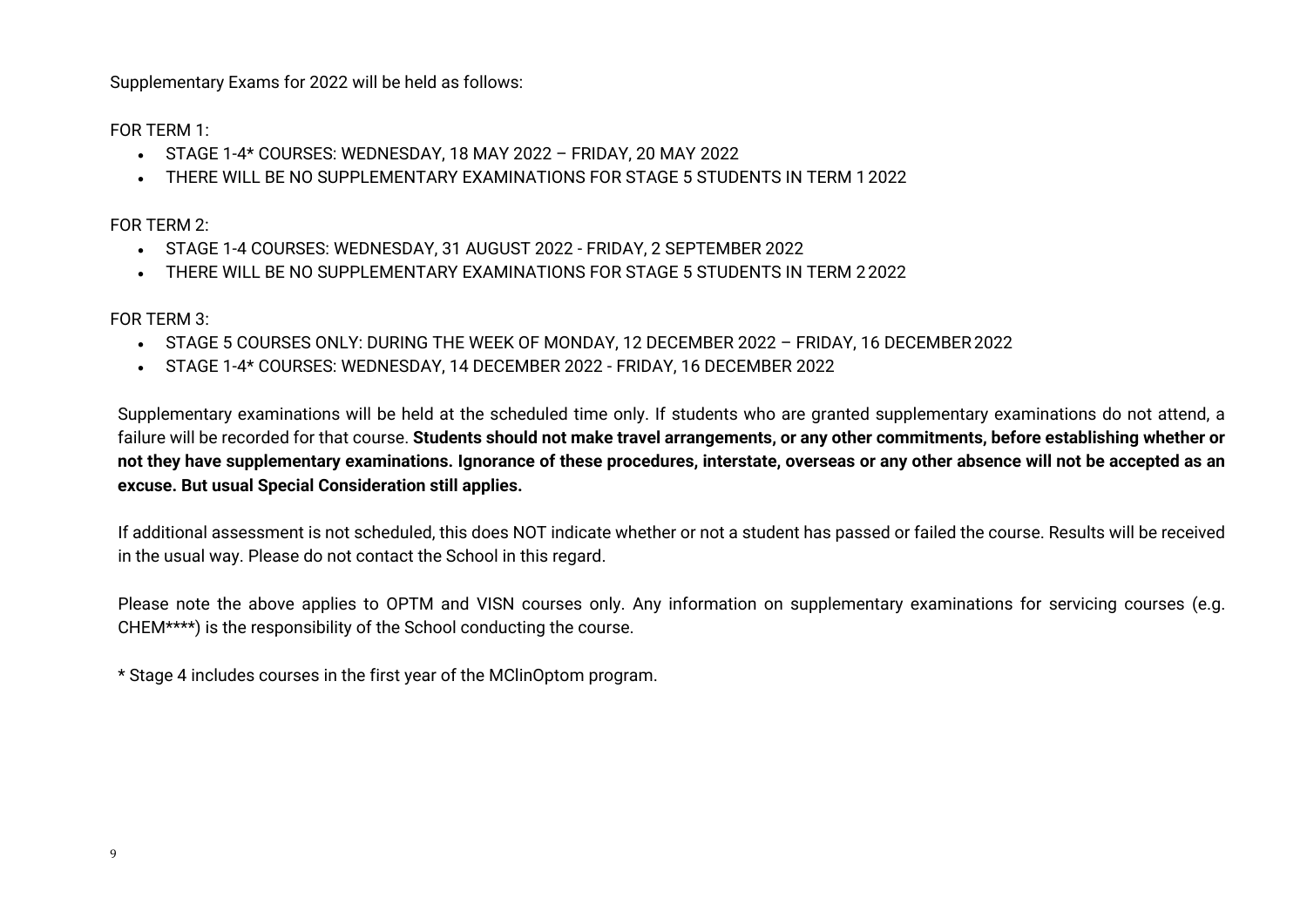Supplementary Exams for 2022 will be held as follows:

FOR TERM 1:

- STAGE 1-4* COURSES: WEDNESDAY, 18 MAY 2022 – FRIDAY, 20 MAY 2022
- THERE WILL BE NO SUPPLEMENTARY EXAMINATIONS FOR STAGE 5 STUDENTS IN TERM 1 2022

FOR TERM 2:

- STAGE 1-4 COURSES: WEDNESDAY, 31 AUGUST 2022 - FRIDAY, 2 SEPTEMBER 2022
- THERE WILL BE NO SUPPLEMENTARY EXAMINATIONS FOR STAGE 5 STUDENTS IN TERM 2 2022

FOR TERM 3:

- STAGE 5 COURSES ONLY: DURING THE WEEK OF MONDAY, 12 DECEMBER 2022 – FRIDAY, 16 DECEMBER 2022
- STAGE 1-4* COURSES: WEDNESDAY, 14 DECEMBER 2022 - FRIDAY, 16 DECEMBER 2022

Supplementary examinations will be held at the scheduled time only. If students who are granted supplementary examinations do not attend, a failure will be recorded for that course. **Students should not make travel arrangements, or any other commitments, before establishing whether or not they have supplementary examinations. Ignorance of these procedures, interstate, overseas or any other absence will not be accepted as an excuse. But usual Special Consideration still applies.**

If additional assessment is not scheduled, this does NOT indicate whether or not a student has passed or failed the course. Results will be received in the usual way. Please do not contact the School in this regard.

Please note the above applies to OPTM and VISN courses only. Any information on supplementary examinations for servicing courses (e.g. CHEM****) is the responsibility of the School conducting the course.

* Stage 4 includes courses in the first year of the MClinOptom program.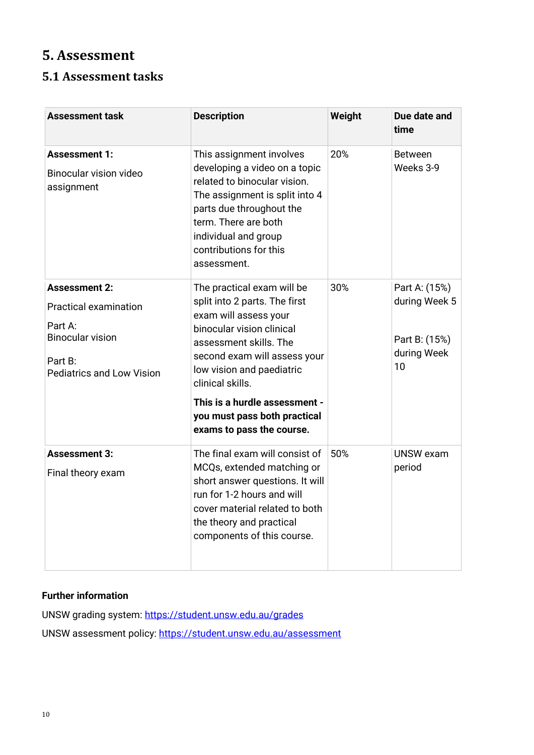# 5. Assessment

## 5.1 Assessment tasks

| Assessment task | Description | Weight | Due date and time |
|---|---|---|---|
| **Assessment 1:** Binocular vision video assignment | This assignment involves developing a video on a topic related to binocular vision. The assignment is split into 4 parts due throughout the term. There are both individual and group contributions for this assessment. | 20% | Between Weeks 3-9 |
| **Assessment 2:** Practical examination<br><br>Part A:<br>Binocular vision<br><br>Part B:<br>Pediatrics and Low Vision | The practical exam will be split into 2 parts. The first exam will assess your binocular vision clinical assessment skills. The second exam will assess your low vision and paediatric clinical skills.<br><br>**This is a hurdle assessment - you must pass both practical exams to pass the course.** | 30% | Part A: (15%) during Week 5<br><br>Part B: (15%) during Week 10 |
| **Assessment 3:** Final theory exam | The final exam will consist of MCQs, extended matching or short answer questions. It will run for 1-2 hours and will cover material related to both the theory and practical components of this course. | 50% | UNSW exam period |

**Further information**

UNSW grading system: https://student.unsw.edu.au/grades

UNSW assessment policy: https://student.unsw.edu.au/assessment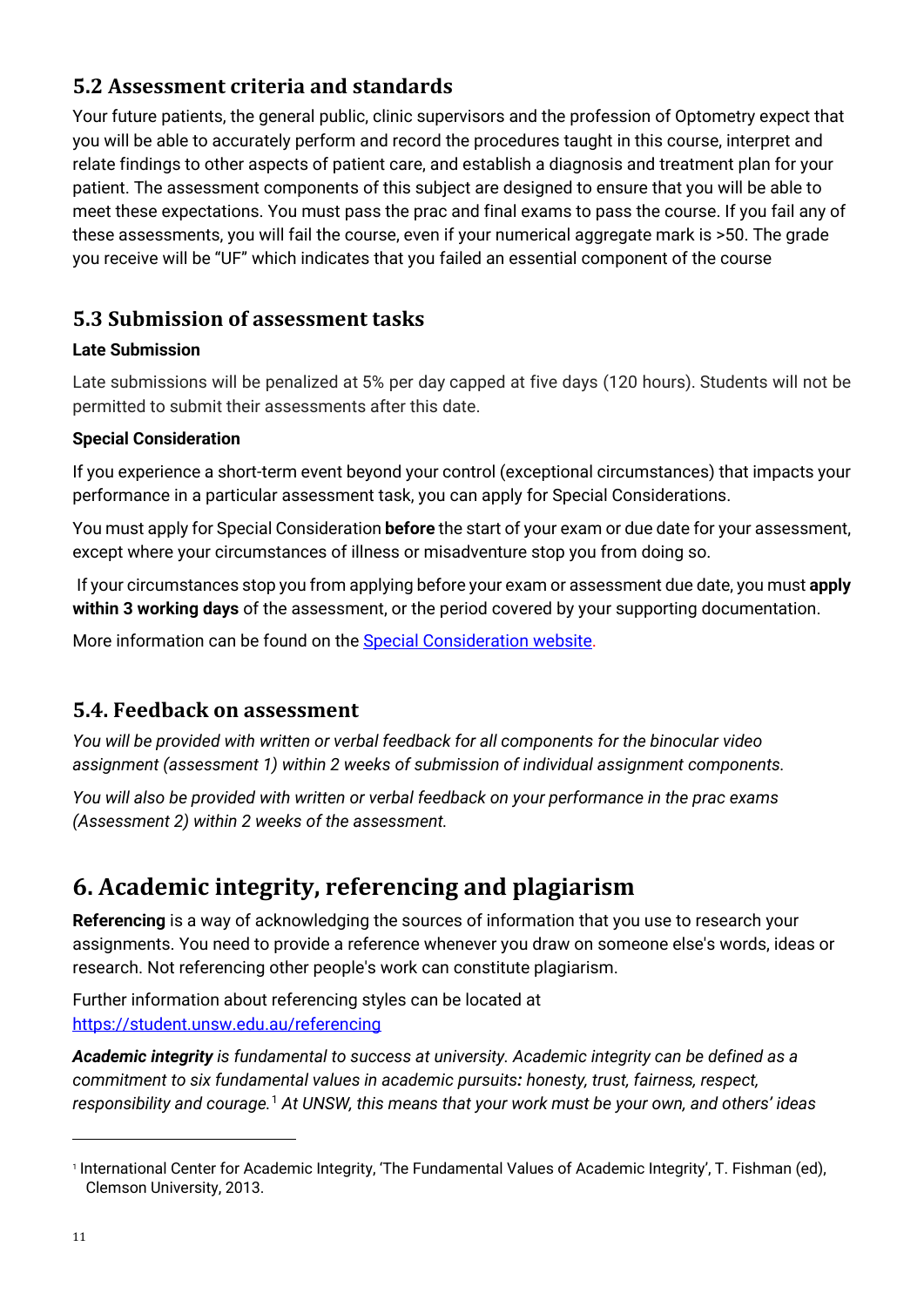## 5.2 Assessment criteria and standards

Your future patients, the general public, clinic supervisors and the profession of Optometry expect that you will be able to accurately perform and record the procedures taught in this course, interpret and relate findings to other aspects of patient care, and establish a diagnosis and treatment plan for your patient. The assessment components of this subject are designed to ensure that you will be able to meet these expectations. You must pass the prac and final exams to pass the course. If you fail any of these assessments, you will fail the course, even if your numerical aggregate mark is >50. The grade you receive will be "UF" which indicates that you failed an essential component of the course

## 5.3 Submission of assessment tasks

**Late Submission**

Late submissions will be penalized at 5% per day capped at five days (120 hours). Students will not be permitted to submit their assessments after this date.

**Special Consideration**

If you experience a short-term event beyond your control (exceptional circumstances) that impacts your performance in a particular assessment task, you can apply for Special Considerations.

You must apply for Special Consideration **before** the start of your exam or due date for your assessment, except where your circumstances of illness or misadventure stop you from doing so.

If your circumstances stop you from applying before your exam or assessment due date, you must **apply within 3 working days** of the assessment, or the period covered by your supporting documentation.

More information can be found on the Special Consideration website.

## 5.4. Feedback on assessment

*You will be provided with written or verbal feedback for all components for the binocular video assignment (assessment 1) within 2 weeks of submission of individual assignment components.*

*You will also be provided with written or verbal feedback on your performance in the prac exams (Assessment 2) within 2 weeks of the assessment.*

# 6. Academic integrity, referencing and plagiarism

**Referencing** is a way of acknowledging the sources of information that you use to research your assignments. You need to provide a reference whenever you draw on someone else's words, ideas or research. Not referencing other people's work can constitute plagiarism.

Further information about referencing styles can be located at https://student.unsw.edu.au/referencing

***Academic integrity** is fundamental to success at university. Academic integrity can be defined as a commitment to six fundamental values in academic pursuits**:** honesty, trust, fairness, respect, responsibility and courage.*[1] *At UNSW, this means that your work must be your own, and others' ideas*

[1] International Center for Academic Integrity, 'The Fundamental Values of Academic Integrity', T. Fishman (ed), Clemson University, 2013.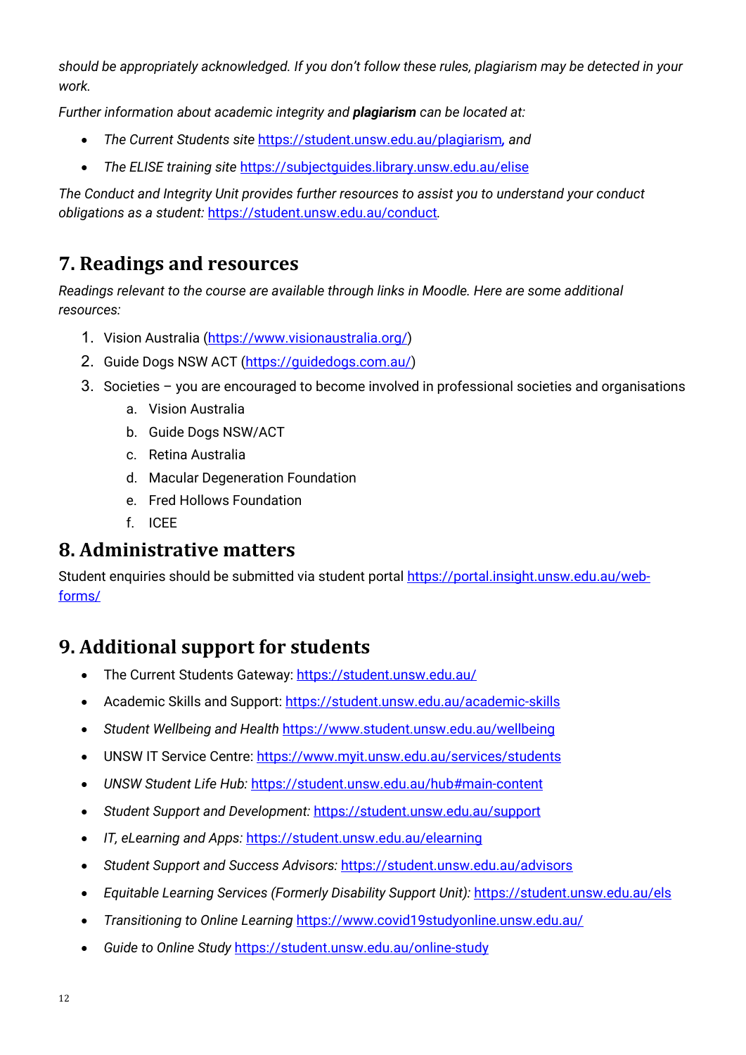*should be appropriately acknowledged. If you don't follow these rules, plagiarism may be detected in your work.*

*Further information about academic integrity and **plagiarism** can be located at:*

- *The Current Students site* https://student.unsw.edu.au/plagiarism*, and*
- *The ELISE training site* https://subjectguides.library.unsw.edu.au/elise

*The Conduct and Integrity Unit provides further resources to assist you to understand your conduct obligations as a student:* https://student.unsw.edu.au/conduct*.*

# 7. Readings and resources

*Readings relevant to the course are available through links in Moodle. Here are some additional resources:*

1. Vision Australia (https://www.visionaustralia.org/)
2. Guide Dogs NSW ACT (https://guidedogs.com.au/)
3. Societies – you are encouraged to become involved in professional societies and organisations
    a. Vision Australia
    b. Guide Dogs NSW/ACT
    c. Retina Australia
    d. Macular Degeneration Foundation
    e. Fred Hollows Foundation
    f. ICEE

# 8. Administrative matters

Student enquiries should be submitted via student portal https://portal.insight.unsw.edu.au/web-forms/

# 9. Additional support for students

- The Current Students Gateway: https://student.unsw.edu.au/
- Academic Skills and Support: https://student.unsw.edu.au/academic-skills
- *Student Wellbeing and Health* https://www.student.unsw.edu.au/wellbeing
- UNSW IT Service Centre: https://www.myit.unsw.edu.au/services/students
- *UNSW Student Life Hub:* https://student.unsw.edu.au/hub#main-content
- *Student Support and Development:* https://student.unsw.edu.au/support
- *IT, eLearning and Apps:* https://student.unsw.edu.au/elearning
- *Student Support and Success Advisors:* https://student.unsw.edu.au/advisors
- *Equitable Learning Services (Formerly Disability Support Unit):* https://student.unsw.edu.au/els
- *Transitioning to Online Learning* https://www.covid19studyonline.unsw.edu.au/
- *Guide to Online Study* https://student.unsw.edu.au/online-study